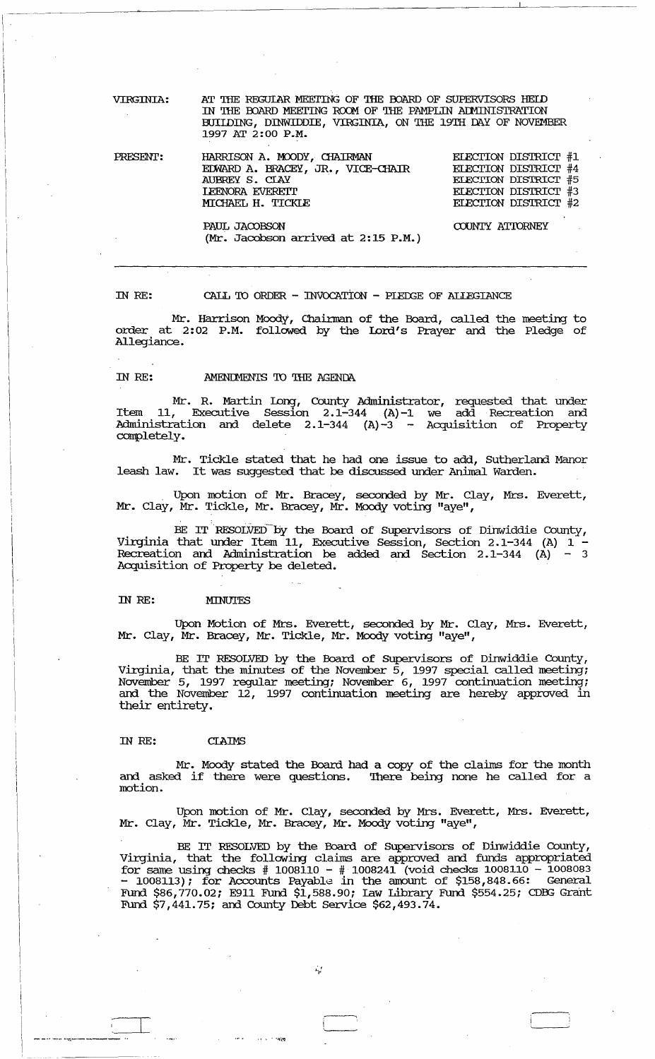VIRGINIA: AT THE REGULAR MEETING OF THE BOARD OF SUPERVISORS HELD IN THE BOARD MEETING ROOM OF THE PAMPLIN ADMINISTRATION BUILDING, DINWIDDIE, VIRGINIA, ON THE 19TH DAY OF NOVEMBER 1997 AT 2:00 P.M.

| PRESENT: | | |
|---|---|---|
| | HARRISON A. MOODY, CHAIRMAN | ELECTION DISTRICT #1 |
| | EDWARD A. BRACEY, JR., VICE-CHAIR | ELECTION DISTRICT #4 |
| | AUBREY S. CLAY | ELECTION DISTRICT #5 |
| | LEENORA EVERETT | ELECTION DISTRICT #3 |
| | MICHAEL H. TICKLE | ELECTION DISTRICT #2 |
| | PAUL JACOBSON (Mr. Jacobson arrived at 2:15 P.M.) | COUNTY ATTORNEY |

IN RE: CALL TO ORDER - INVOCATION - PLEDGE OF ALLEGIANCE

Mr. Harrison Moody, Chairman of the Board, called the meeting to order at 2:02 P.M. followed by the Lord's Prayer and the Pledge of Allegiance.

IN RE: AMENDMENTS TO THE AGENDA

Mr. R. Martin Long, County Administrator, requested that under Item 11, Executive Session 2.1-344 (A)-1 we add Recreation and Administration and delete 2.1-344 (A)-3 - Acquisition of Property completely.

Mr. Tickle stated that he had one issue to add, Sutherland Manor leash law. It was suggested that be discussed under Animal Warden.

Upon motion of Mr. Bracey, seconded by Mr. Clay, Mrs. Everett, Mr. Clay, Mr. Tickle, Mr. Bracey, Mr. Moody voting "aye",

BE IT RESOLVED by the Board of Supervisors of Dinwiddie County, Virginia that under Item 11, Executive Session, Section 2.1-344 (A) 1 - Recreation and Administration be added and Section 2.1-344 (A) - 3 Acquisition of Property be deleted.

IN RE: MINUTES

Upon Motion of Mrs. Everett, seconded by Mr. Clay, Mrs. Everett, Mr. Clay, Mr. Bracey, Mr. Tickle, Mr. Moody voting "aye",

BE IT RESOLVED by the Board of Supervisors of Dinwiddie County, Virginia, that the minutes of the November 5, 1997 special called meeting; November 5, 1997 regular meeting; November 6, 1997 continuation meeting; and the November 12, 1997 continuation meeting are hereby approved in their entirety.

IN RE: CLAIMS

Mr. Moody stated the Board had a copy of the claims for the month and asked if there were questions. There being none he called for a motion.

Upon motion of Mr. Clay, seconded by Mrs. Everett, Mrs. Everett, Mr. Clay, Mr. Tickle, Mr. Bracey, Mr. Moody voting "aye",

BE IT RESOLVED by the Board of Supervisors of Dinwiddie County, Virginia, that the following claims are approved and funds appropriated for same using checks # 1008110 - # 1008241 (void checks 1008110 - 1008083 - 1008113); for Accounts Payable in the amount of $158,848.66: General Fund $86,770.02; E911 Fund $1,588.90; Law Library Fund $554.25; CDBG Grant Fund $7,441.75; and County Debt Service $62,493.74.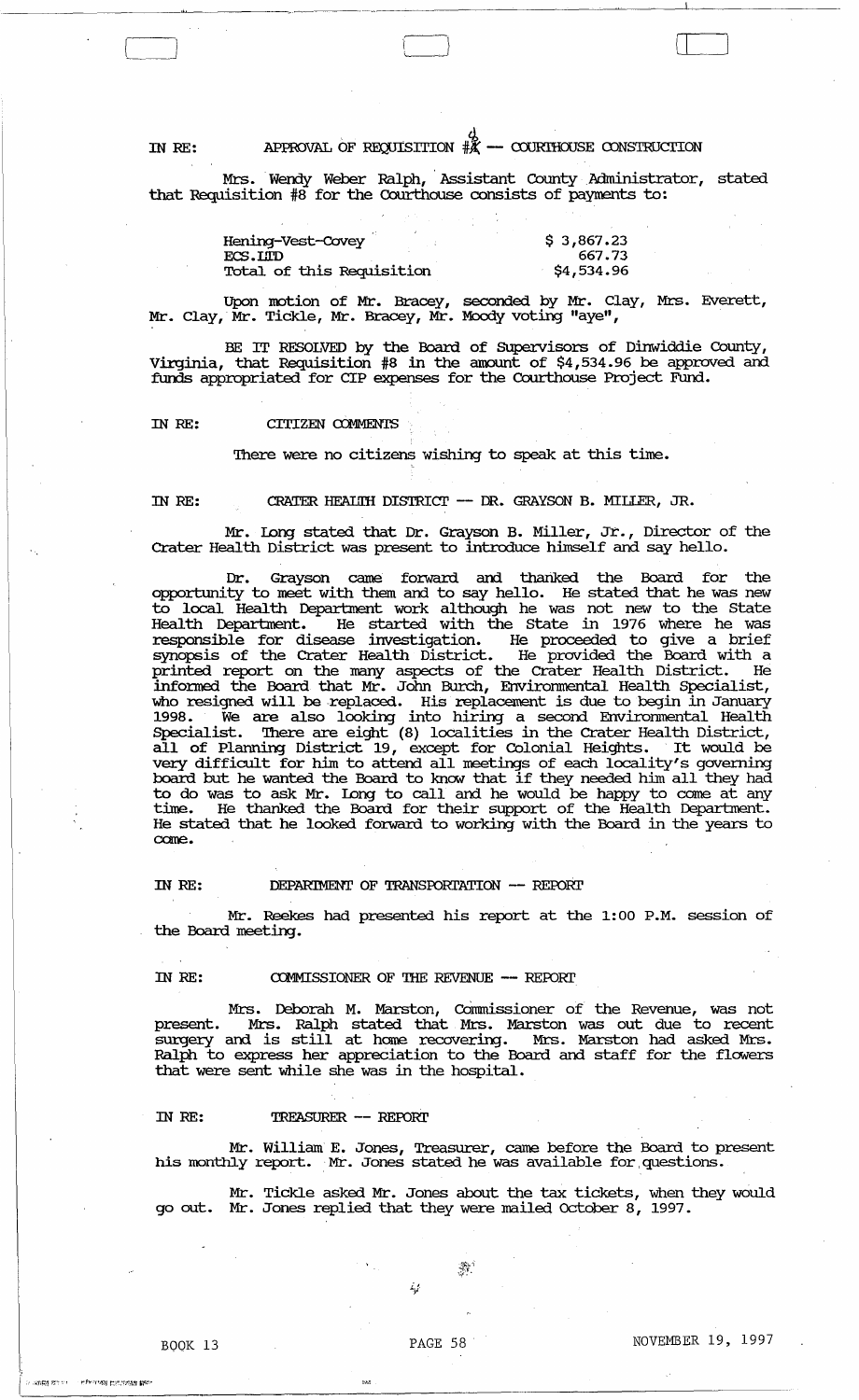IN RE: APPROVAL OF REQUISITION #8 -- COURTHOUSE CONSTRUCTION

Mrs. Wendy Weber Ralph, Assistant County Administrator, stated that Requisition #8 for the Courthouse consists of payments to:

| | |
|---|---|
| Hening-Vest-Covey | $ 3,867.23 |
| ECS.LTD | 667.73 |
| Total of this Requisition | $4,534.96 |

Upon motion of Mr. Bracey, seconded by Mr. Clay, Mrs. Everett, Mr. Clay, Mr. Tickle, Mr. Bracey, Mr. Moody voting "aye",

BE IT RESOLVED by the Board of Supervisors of Dinwiddie County, Virginia, that Requisition #8 in the amount of $4,534.96 be approved and funds appropriated for CIP expenses for the Courthouse Project Fund.

IN RE: CITIZEN COMMENTS

There were no citizens wishing to speak at this time.

IN RE: CRATER HEALTH DISTRICT -- DR. GRAYSON B. MILLER, JR.

Mr. Long stated that Dr. Grayson B. Miller, Jr., Director of the Crater Health District was present to introduce himself and say hello.

Dr. Grayson came forward and thanked the Board for the opportunity to meet with them and to say hello. He stated that he was new to local Health Department work although he was not new to the State Health Department. He started with the State in 1976 where he was responsible for disease investigation. He proceeded to give a brief synopsis of the Crater Health District. He provided the Board with a printed report on the many aspects of the Crater Health District. He informed the Board that Mr. John Burch, Environmental Health Specialist, who resigned will be replaced. His replacement is due to begin in January 1998. We are also looking into hiring a second Environmental Health Specialist. There are eight (8) localities in the Crater Health District, all of Planning District 19, except for Colonial Heights. It would be very difficult for him to attend all meetings of each locality's governing board but he wanted the Board to know that if they needed him all they had to do was to ask Mr. Long to call and he would be happy to come at any time. He thanked the Board for their support of the Health Department. He stated that he looked forward to working with the Board in the years to come.

IN RE: DEPARTMENT OF TRANSPORTATION -- REPORT

Mr. Reekes had presented his report at the 1:00 P.M. session of the Board meeting.

IN RE: COMMISSIONER OF THE REVENUE -- REPORT

Mrs. Deborah M. Marston, Commissioner of the Revenue, was not present. Mrs. Ralph stated that Mrs. Marston was out due to recent surgery and is still at home recovering. Mrs. Marston had asked Mrs. Ralph to express her appreciation to the Board and staff for the flowers that were sent while she was in the hospital.

IN RE: TREASURER -- REPORT

Mr. William E. Jones, Treasurer, came before the Board to present his monthly report. Mr. Jones stated he was available for questions.

Mr. Tickle asked Mr. Jones about the tax tickets, when they would go out. Mr. Jones replied that they were mailed October 8, 1997.

BOOK 13 PAGE 58 NOVEMBER 19, 1997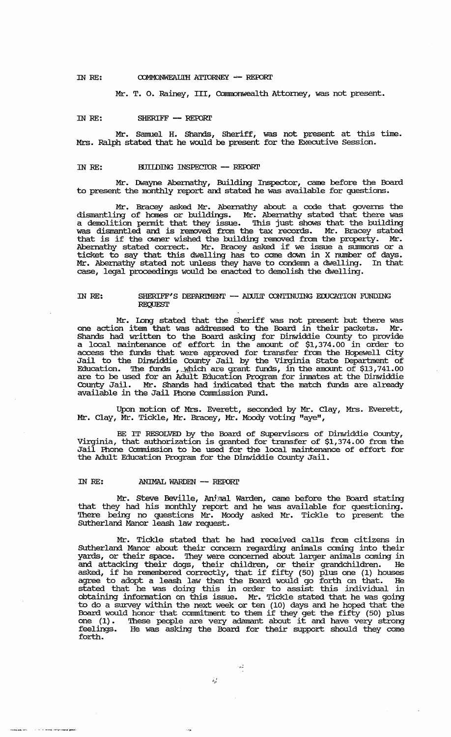IN RE: COMMONWEALTH ATTORNEY -- REPORT

Mr. T. O. Rainey, III, Commonwealth Attorney, was not present.

IN RE: SHERIFF -- REPORT

Mr. Samuel H. Shands, Sheriff, was not present at this time. Mrs. Ralph stated that he would be present for the Executive Session.

IN RE: BUILDING INSPECTOR -- REPORT

Mr. Dwayne Abernathy, Building Inspector, came before the Board to present the monthly report and stated he was available for questions.

Mr. Bracey asked Mr. Abernathy about a code that governs the dismantling of homes or buildings. Mr. Abernathy stated that there was a demolition permit that they issue. This just shows that the building was dismantled and is removed from the tax records. Mr. Bracey stated that is if the owner wished the building removed from the property. Mr. Abernathy stated correct. Mr. Bracey asked if we issue a summons or a ticket to say that this dwelling has to come down in X number of days. Mr. Abernathy stated not unless they have to condemn a dwelling. In that case, legal proceedings would be enacted to demolish the dwelling.

IN RE: SHERIFF'S DEPARTMENT -- ADULT CONTINUING EDUCATION FUNDING REQUEST

Mr. Long stated that the Sheriff was not present but there was one action item that was addressed to the Board in their packets. Mr. Shands had written to the Board asking for Dinwiddie County to provide a local maintenance of effort in the amount of $1,374.00 in order to access the funds that were approved for transfer from the Hopewell City Jail to the Dinwiddie County Jail by the Virginia State Department of Education. The funds, which are grant funds, in the amount of $13,741.00 are to be used for an Adult Education Program for inmates at the Dinwiddie County Jail. Mr. Shands had indicated that the match funds are already available in the Jail Phone Commission Fund.

Upon motion of Mrs. Everett, seconded by Mr. Clay, Mrs. Everett, Mr. Clay, Mr. Tickle, Mr. Bracey, Mr. Moody voting "aye",

BE IT RESOLVED by the Board of Supervisors of Dinwiddie County, Virginia, that authorization is granted for transfer of $1,374.00 from the Jail Phone Commission to be used for the local maintenance of effort for the Adult Education Program for the Dinwiddie County Jail.

IN RE: ANIMAL WARDEN -- REPORT

Mr. Steve Beville, Animal Warden, came before the Board stating that they had his monthly report and he was available for questioning. There being no questions Mr. Moody asked Mr. Tickle to present the Sutherland Manor leash law request.

Mr. Tickle stated that he had received calls from citizens in Sutherland Manor about their concern regarding animals coming into their yards, or their space. They were concerned about larger animals coming in and attacking their dogs, their children, or their grandchildren. He asked, if he remembered correctly, that if fifty (50) plus one (1) houses agree to adopt a leash law then the Board would go forth on that. He stated that he was doing this in order to assist this individual in obtaining information on this issue. Mr. Tickle stated that he was going to do a survey within the next week or ten (10) days and he hoped that the Board would honor that commitment to them if they get the fifty (50) plus one (1). These people are very adamant about it and have very strong feelings. He was asking the Board for their support should they come forth.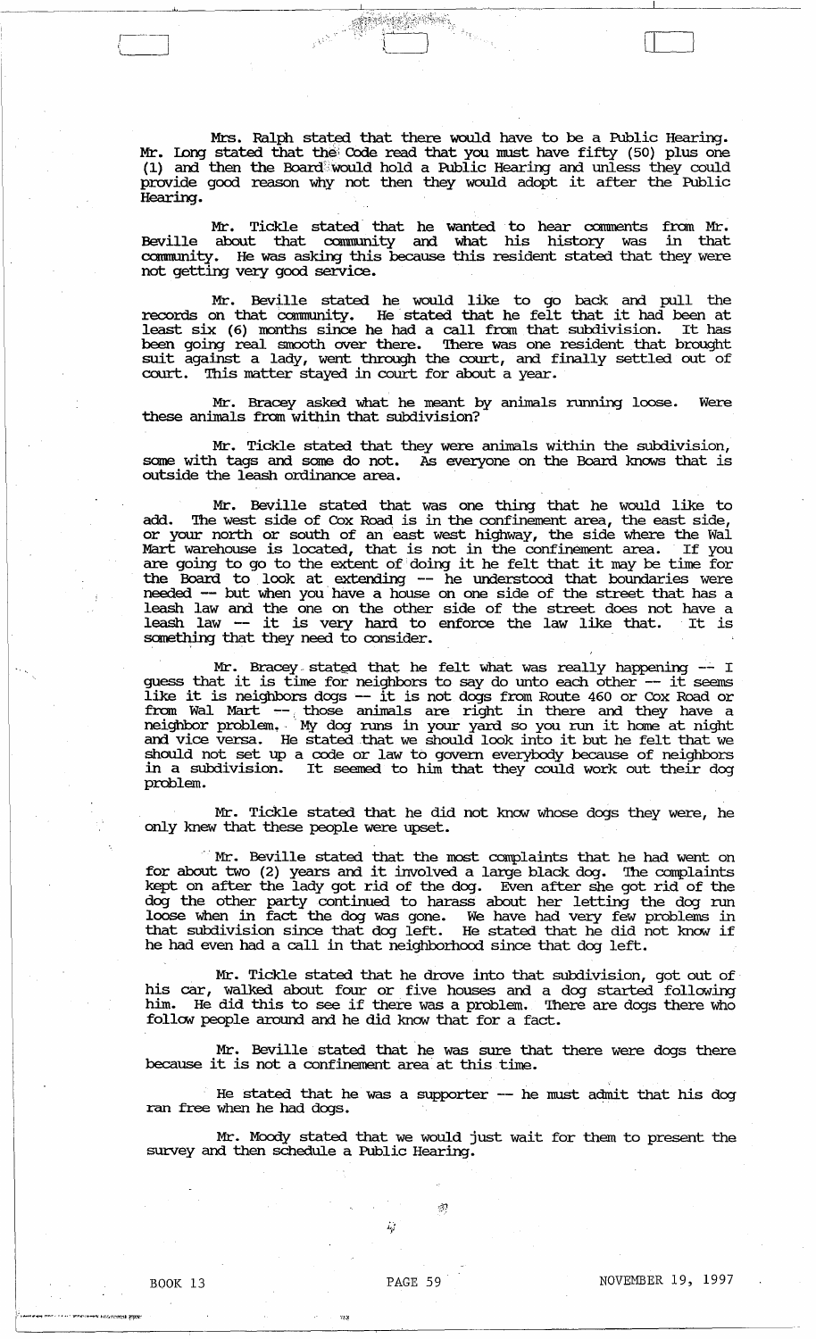Mrs. Ralph stated that there would have to be a Public Hearing. Mr. Long stated that the Code read that you must have fifty (50) plus one (1) and then the Board would hold a Public Hearing and unless they could provide good reason why not then they would adopt it after the Public Hearing.

Mr. Tickle stated that he wanted to hear comments from Mr. Beville about that community and what his history was in that community. He was asking this because this resident stated that they were not getting very good service.

Mr. Beville stated he would like to go back and pull the records on that community. He stated that he felt that it had been at least six (6) months since he had a call from that subdivision. It has been going real smooth over there. There was one resident that brought suit against a lady, went through the court, and finally settled out of court. This matter stayed in court for about a year.

Mr. Bracey asked what he meant by animals running loose. Were these animals from within that subdivision?

Mr. Tickle stated that they were animals within the subdivision, some with tags and some do not. As everyone on the Board knows that is outside the leash ordinance area.

Mr. Beville stated that was one thing that he would like to add. The west side of Cox Road is in the confinement area, the east side, or your north or south of an east west highway, the side where the Wal Mart warehouse is located, that is not in the confinement area. If you are going to go to the extent of doing it he felt that it may be time for the Board to look at extending -- he understood that boundaries were needed -- but when you have a house on one side of the street that has a leash law and the one on the other side of the street does not have a leash law -- it is very hard to enforce the law like that. It is something that they need to consider.

Mr. Bracey stated that he felt what was really happening -- I guess that it is time for neighbors to say do unto each other -- it seems like it is neighbors dogs -- it is not dogs from Route 460 or Cox Road or from Wal Mart -- those animals are right in there and they have a neighbor problem. My dog runs in your yard so you run it home at night and vice versa. He stated that we should look into it but he felt that we should not set up a code or law to govern everybody because of neighbors in a subdivision. It seemed to him that they could work out their dog problem.

Mr. Tickle stated that he did not know whose dogs they were, he only knew that these people were upset.

Mr. Beville stated that the most complaints that he had went on for about two (2) years and it involved a large black dog. The complaints kept on after the lady got rid of the dog. Even after she got rid of the dog the other party continued to harass about her letting the dog run loose when in fact the dog was gone. We have had very few problems in that subdivision since that dog left. He stated that he did not know if he had even had a call in that neighborhood since that dog left.

Mr. Tickle stated that he drove into that subdivision, got out of his car, walked about four or five houses and a dog started following him. He did this to see if there was a problem. There are dogs there who follow people around and he did know that for a fact.

Mr. Beville stated that he was sure that there were dogs there because it is not a confinement area at this time.

He stated that he was a supporter -- he must admit that his dog ran free when he had dogs.

Mr. Moody stated that we would just wait for them to present the survey and then schedule a Public Hearing.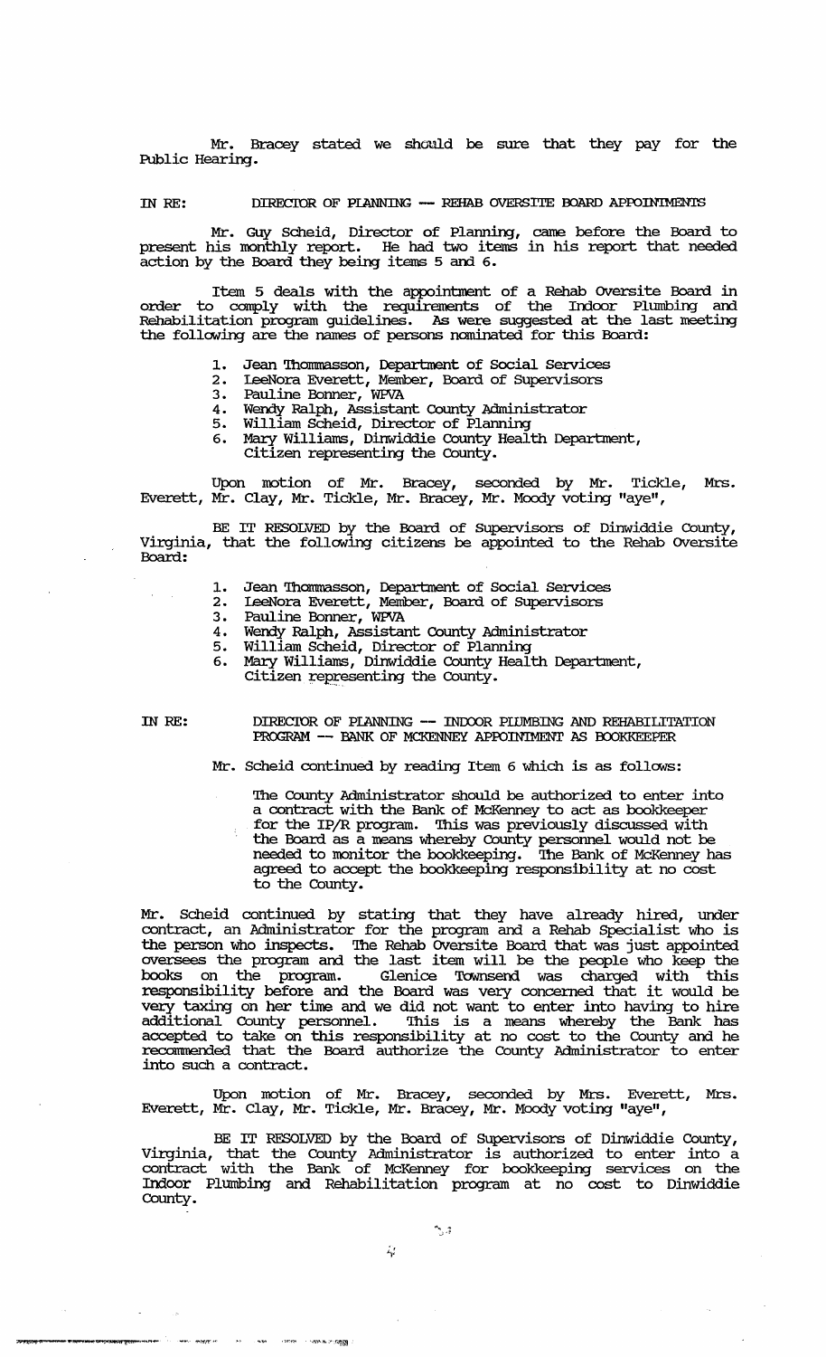Mr. Bracey stated we should be sure that they pay for the Public Hearing.

IN RE: DIRECTOR OF PLANNING -- REHAB OVERSITE BOARD APPOINTMENTS

Mr. Guy Scheid, Director of Planning, came before the Board to present his monthly report. He had two items in his report that needed action by the Board they being items 5 and 6.

Item 5 deals with the appointment of a Rehab Oversite Board in order to comply with the requirements of the Indoor Plumbing and Rehabilitation program guidelines. As were suggested at the last meeting the following are the names of persons nominated for this Board:

1. Jean Thommasson, Department of Social Services
2. LeeNora Everett, Member, Board of Supervisors
3. Pauline Bonner, WPVA
4. Wendy Ralph, Assistant County Administrator
5. William Scheid, Director of Planning
6. Mary Williams, Dinwiddie County Health Department, Citizen representing the County.

Upon motion of Mr. Bracey, seconded by Mr. Tickle, Mrs. Everett, Mr. Clay, Mr. Tickle, Mr. Bracey, Mr. Moody voting "aye",

BE IT RESOLVED by the Board of Supervisors of Dinwiddie County, Virginia, that the following citizens be appointed to the Rehab Oversite Board:

1. Jean Thommasson, Department of Social Services
2. LeeNora Everett, Member, Board of Supervisors
3. Pauline Bonner, WPVA
4. Wendy Ralph, Assistant County Administrator
5. William Scheid, Director of Planning
6. Mary Williams, Dinwiddie County Health Department, Citizen representing the County.

IN RE: DIRECTOR OF PLANNING -- INDOOR PLUMBING AND REHABILITATION PROGRAM -- BANK OF MCKENNEY APPOINTMENT AS BOOKKEEPER

Mr. Scheid continued by reading Item 6 which is as follows:

> The County Administrator should be authorized to enter into a contract with the Bank of McKenney to act as bookkeeper for the IP/R program. This was previously discussed with the Board as a means whereby County personnel would not be needed to monitor the bookkeeping. The Bank of McKenney has agreed to accept the bookkeeping responsibility at no cost to the County.

Mr. Scheid continued by stating that they have already hired, under contract, an Administrator for the program and a Rehab Specialist who is the person who inspects. The Rehab Oversite Board that was just appointed oversees the program and the last item will be the people who keep the books on the program. Glenice Townsend was charged with this responsibility before and the Board was very concerned that it would be very taxing on her time and we did not want to enter into having to hire additional County personnel. This is a means whereby the Bank has accepted to take on this responsibility at no cost to the County and he recommended that the Board authorize the County Administrator to enter into such a contract.

Upon motion of Mr. Bracey, seconded by Mrs. Everett, Mrs. Everett, Mr. Clay, Mr. Tickle, Mr. Bracey, Mr. Moody voting "aye",

BE IT RESOLVED by the Board of Supervisors of Dinwiddie County, Virginia, that the County Administrator is authorized to enter into a contract with the Bank of McKenney for bookkeeping services on the Indoor Plumbing and Rehabilitation program at no cost to Dinwiddie County.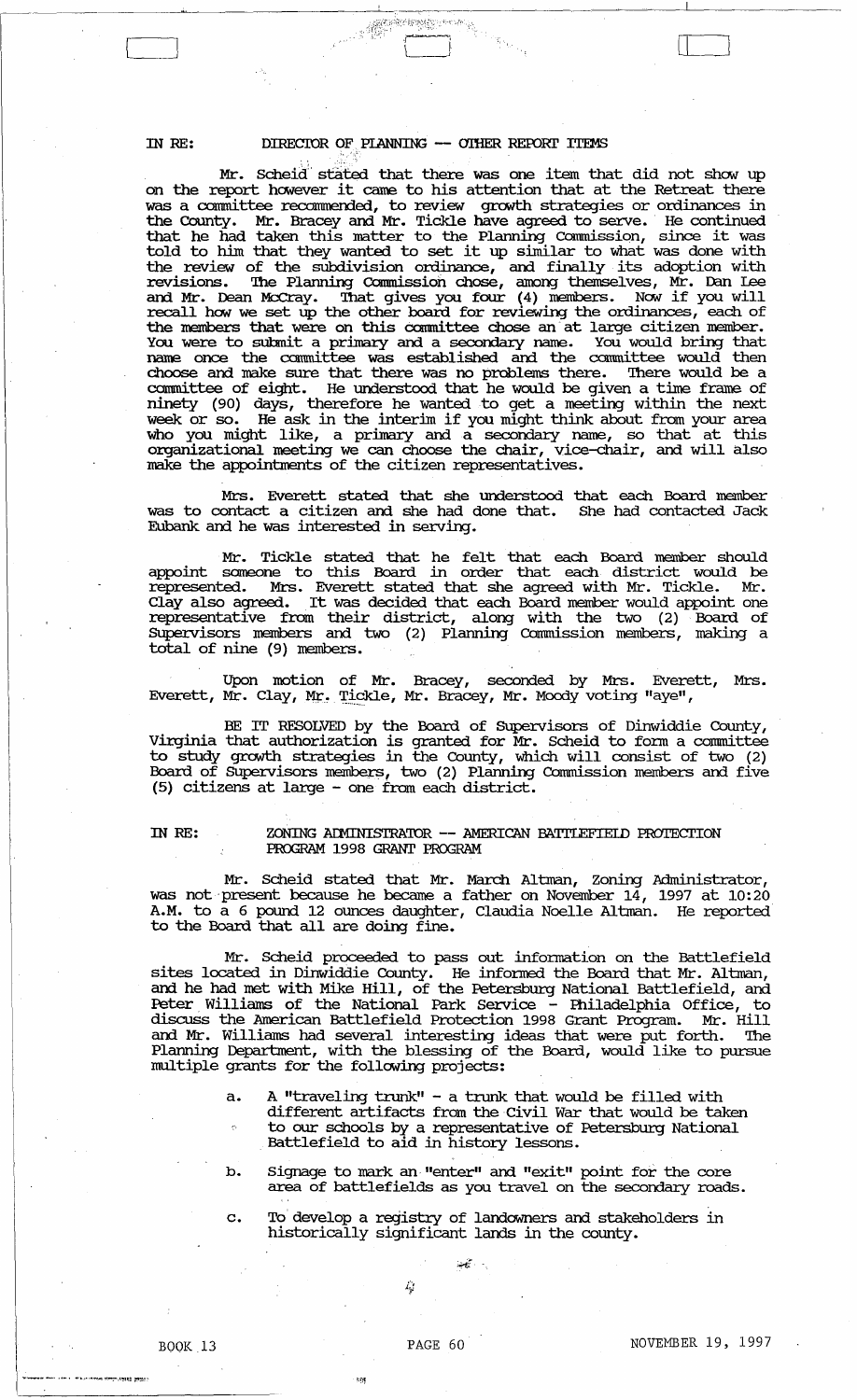IN RE: DIRECTOR OF PLANNING -- OTHER REPORT ITEMS

Mr. Scheid stated that there was one item that did not show up on the report however it came to his attention that at the Retreat there was a committee recommended, to review growth strategies or ordinances in the County. Mr. Bracey and Mr. Tickle have agreed to serve. He continued that he had taken this matter to the Planning Commission, since it was told to him that they wanted to set it up similar to what was done with the review of the subdivision ordinance, and finally its adoption with revisions. The Planning Commission chose, among themselves, Mr. Dan Lee and Mr. Dean McCray. That gives you four (4) members. Now if you will recall how we set up the other board for reviewing the ordinances, each of the members that were on this committee chose an at large citizen member. You were to submit a primary and a secondary name. You would bring that name once the committee was established and the committee would then choose and make sure that there was no problems there. There would be a committee of eight. He understood that he would be given a time frame of ninety (90) days, therefore he wanted to get a meeting within the next week or so. He ask in the interim if you might think about from your area who you might like, a primary and a secondary name, so that at this organizational meeting we can choose the chair, vice-chair, and will also make the appointments of the citizen representatives.

Mrs. Everett stated that she understood that each Board member was to contact a citizen and she had done that. She had contacted Jack Eubank and he was interested in serving.

Mr. Tickle stated that he felt that each Board member should appoint someone to this Board in order that each district would be represented. Mrs. Everett stated that she agreed with Mr. Tickle. Mr. Clay also agreed. It was decided that each Board member would appoint one representative from their district, along with the two (2) Board of Supervisors members and two (2) Planning Commission members, making a total of nine (9) members.

Upon motion of Mr. Bracey, seconded by Mrs. Everett, Mrs. Everett, Mr. Clay, Mr. Tickle, Mr. Bracey, Mr. Moody voting "aye",

BE IT RESOLVED by the Board of Supervisors of Dinwiddie County, Virginia that authorization is granted for Mr. Scheid to form a committee to study growth strategies in the County, which will consist of two (2) Board of Supervisors members, two (2) Planning Commission members and five (5) citizens at large - one from each district.

IN RE: ZONING ADMINISTRATOR -- AMERICAN BATTLEFIELD PROTECTION PROGRAM 1998 GRANT PROGRAM

Mr. Scheid stated that Mr. March Altman, Zoning Administrator, was not present because he became a father on November 14, 1997 at 10:20 A.M. to a 6 pound 12 ounces daughter, Claudia Noelle Altman. He reported to the Board that all are doing fine.

Mr. Scheid proceeded to pass out information on the Battlefield sites located in Dinwiddie County. He informed the Board that Mr. Altman, and he had met with Mike Hill, of the Petersburg National Battlefield, and Peter Williams of the National Park Service - Philadelphia Office, to discuss the American Battlefield Protection 1998 Grant Program. Mr. Hill and Mr. Williams had several interesting ideas that were put forth. The Planning Department, with the blessing of the Board, would like to pursue multiple grants for the following projects:

a. A "traveling trunk" - a trunk that would be filled with different artifacts from the Civil War that would be taken to our schools by a representative of Petersburg National Battlefield to aid in history lessons.

b. Signage to mark an "enter" and "exit" point for the core area of battlefields as you travel on the secondary roads.

c. To develop a registry of landowners and stakeholders in historically significant lands in the county.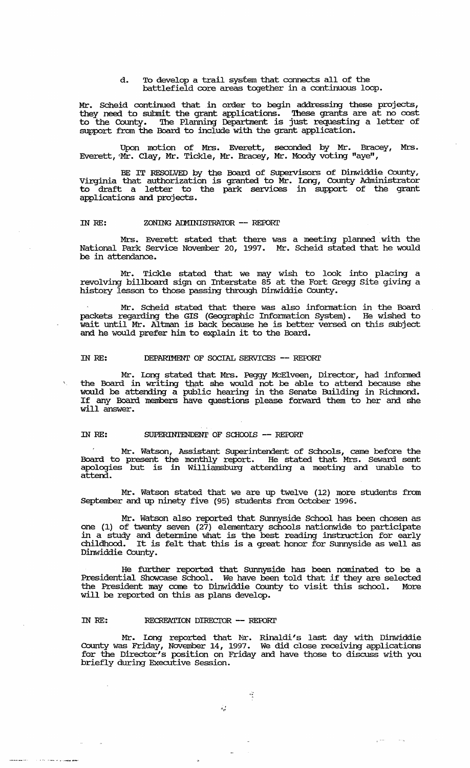d. To develop a trail system that connects all of the battlefield core areas together in a continuous loop.

Mr. Scheid continued that in order to begin addressing these projects, they need to submit the grant applications. These grants are at no cost to the County. The Planning Department is just requesting a letter of support from the Board to include with the grant application.

Upon motion of Mrs. Everett, seconded by Mr. Bracey, Mrs. Everett, Mr. Clay, Mr. Tickle, Mr. Bracey, Mr. Moody voting "aye",

BE IT RESOLVED by the Board of Supervisors of Dinwiddie County, Virginia that authorization is granted to Mr. Long, County Administrator to draft a letter to the park services in support of the grant applications and projects.

IN RE: ZONING ADMINISTRATOR -- REPORT

Mrs. Everett stated that there was a meeting planned with the National Park Service November 20, 1997. Mr. Scheid stated that he would be in attendance.

Mr. Tickle stated that we may wish to look into placing a revolving billboard sign on Interstate 85 at the Fort Gregg Site giving a history lesson to those passing through Dinwiddie County.

Mr. Scheid stated that there was also information in the Board packets regarding the GIS (Geographic Information System). He wished to wait until Mr. Altman is back because he is better versed on this subject and he would prefer him to explain it to the Board.

IN RE: DEPARTMENT OF SOCIAL SERVICES -- REPORT

Mr. Long stated that Mrs. Peggy McElveen, Director, had informed the Board in writing that she would not be able to attend because she would be attending a public hearing in the Senate Building in Richmond. If any Board members have questions please forward them to her and she will answer.

IN RE: SUPERINTENDENT OF SCHOOLS -- REPORT

Mr. Watson, Assistant Superintendent of Schools, came before the Board to present the monthly report. He stated that Mrs. Seward sent apologies but is in Williamsburg attending a meeting and unable to attend.

Mr. Watson stated that we are up twelve (12) more students from September and up ninety five (95) students from October 1996.

Mr. Watson also reported that Sunnyside School has been chosen as one (1) of twenty seven (27) elementary schools nationwide to participate in a study and determine what is the best reading instruction for early childhood. It is felt that this is a great honor for Sunnyside as well as Dinwiddie County.

He further reported that Sunnyside has been nominated to be a Presidential Showcase School. We have been told that if they are selected the President may come to Dinwiddie County to visit this school. More will be reported on this as plans develop.

IN RE: RECREATION DIRECTOR -- REPORT

Mr. Long reported that Mr. Rinaldi's last day with Dinwiddie County was Friday, November 14, 1997. We did close receiving applications for the Director's position on Friday and have those to discuss with you briefly during Executive Session.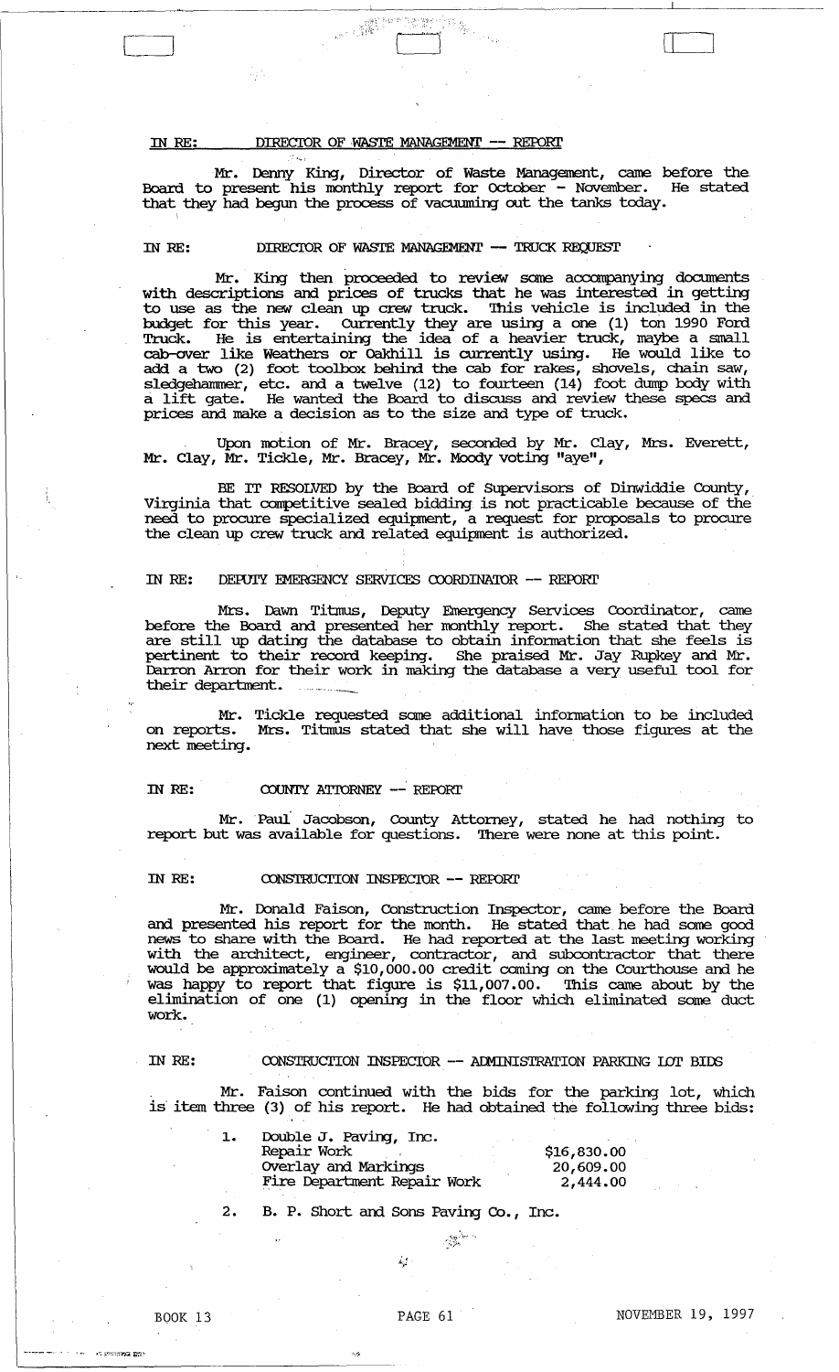IN RE: DIRECTOR OF WASTE MANAGEMENT -- REPORT

Mr. Denny King, Director of Waste Management, came before the Board to present his monthly report for October - November. He stated that they had begun the process of vacuuming out the tanks today.

IN RE: DIRECTOR OF WASTE MANAGEMENT -- TRUCK REQUEST

Mr. King then proceeded to review some accompanying documents with descriptions and prices of trucks that he was interested in getting to use as the new clean up crew truck. This vehicle is included in the budget for this year. Currently they are using a one (1) ton 1990 Ford Truck. He is entertaining the idea of a heavier truck, maybe a small cab-over like Weathers or Oakhill is currently using. He would like to add a two (2) foot toolbox behind the cab for rakes, shovels, chain saw, sledgehammer, etc. and a twelve (12) to fourteen (14) foot dump body with a lift gate. He wanted the Board to discuss and review these specs and prices and make a decision as to the size and type of truck.

Upon motion of Mr. Bracey, seconded by Mr. Clay, Mrs. Everett, Mr. Clay, Mr. Tickle, Mr. Bracey, Mr. Moody voting "aye",

BE IT RESOLVED by the Board of Supervisors of Dinwiddie County, Virginia that competitive sealed bidding is not practicable because of the need to procure specialized equipment, a request for proposals to procure the clean up crew truck and related equipment is authorized.

IN RE: DEPUTY EMERGENCY SERVICES COORDINATOR -- REPORT

Mrs. Dawn Titmus, Deputy Emergency Services Coordinator, came before the Board and presented her monthly report. She stated that they are still up dating the database to obtain information that she feels is pertinent to their record keeping. She praised Mr. Jay Rupkey and Mr. Darron Arron for their work in making the database a very useful tool for their department.

Mr. Tickle requested some additional information to be included on reports. Mrs. Titmus stated that she will have those figures at the next meeting.

IN RE: COUNTY ATTORNEY -- REPORT

Mr. Paul Jacobson, County Attorney, stated he had nothing to report but was available for questions. There were none at this point.

IN RE: CONSTRUCTION INSPECTOR -- REPORT

Mr. Donald Faison, Construction Inspector, came before the Board and presented his report for the month. He stated that he had some good news to share with the Board. He had reported at the last meeting working with the architect, engineer, contractor, and subcontractor that there would be approximately a $10,000.00 credit coming on the Courthouse and he was happy to report that figure is $11,007.00. This came about by the elimination of one (1) opening in the floor which eliminated some duct work.

IN RE: CONSTRUCTION INSPECTOR -- ADMINISTRATION PARKING LOT BIDS

Mr. Faison continued with the bids for the parking lot, which is item three (3) of his report. He had obtained the following three bids:

1. Double J. Paving, Inc.

| | |
|---|---|
| Repair Work | $16,830.00 |
| Overlay and Markings | 20,609.00 |
| Fire Department Repair Work | 2,444.00 |

2. B. P. Short and Sons Paving Co., Inc.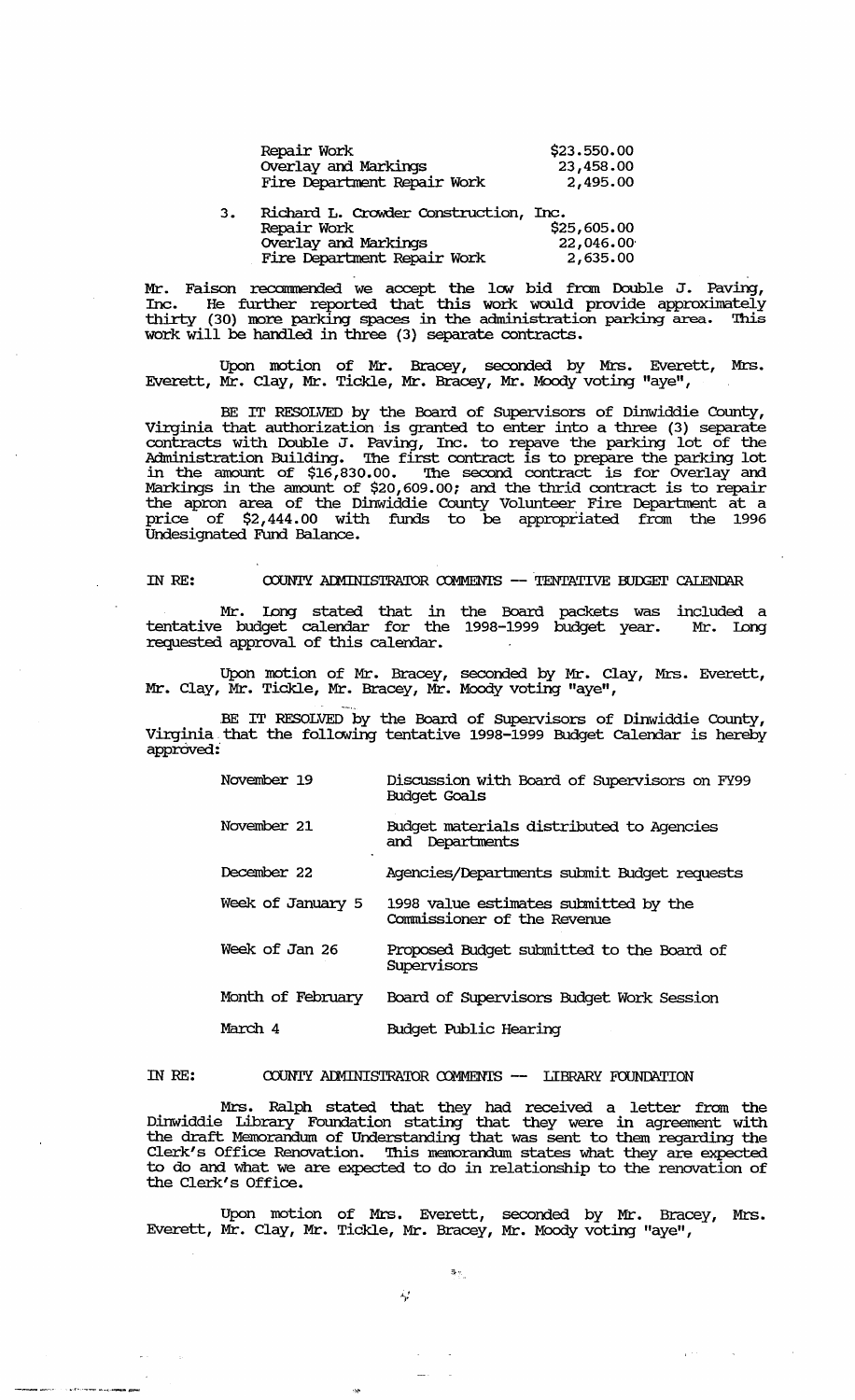| | |
|---|---|
| Repair Work | $23.550.00 |
| Overlay and Markings | 23,458.00 |
| Fire Department Repair Work | 2,495.00 |

3. Richard L. Crowder Construction, Inc.

| | |
|---|---|
| Repair Work | $25,605.00 |
| Overlay and Markings | 22,046.00 |
| Fire Department Repair Work | 2,635.00 |

Mr. Faison recommended we accept the low bid from Double J. Paving, Inc. He further reported that this work would provide approximately thirty (30) more parking spaces in the administration parking area. This work will be handled in three (3) separate contracts.

Upon motion of Mr. Bracey, seconded by Mrs. Everett, Mrs. Everett, Mr. Clay, Mr. Tickle, Mr. Bracey, Mr. Moody voting "aye",

BE IT RESOLVED by the Board of Supervisors of Dinwiddie County, Virginia that authorization is granted to enter into a three (3) separate contracts with Double J. Paving, Inc. to repave the parking lot of the Administration Building. The first contract is to prepare the parking lot in the amount of $16,830.00. The second contract is for Overlay and Markings in the amount of $20,609.00; and the thrid contract is to repair the apron area of the Dinwiddie County Volunteer Fire Department at a price of $2,444.00 with funds to be appropriated from the 1996 Undesignated Fund Balance.

IN RE: COUNTY ADMINISTRATOR COMMENTS -- TENTATIVE BUDGET CALENDAR

Mr. Long stated that in the Board packets was included a tentative budget calendar for the 1998-1999 budget year. Mr. Long requested approval of this calendar.

Upon motion of Mr. Bracey, seconded by Mr. Clay, Mrs. Everett, Mr. Clay, Mr. Tickle, Mr. Bracey, Mr. Moody voting "aye",

BE IT RESOLVED by the Board of Supervisors of Dinwiddie County, Virginia that the following tentative 1998-1999 Budget Calendar is hereby approved:

| | |
|---|---|
| November 19 | Discussion with Board of Supervisors on FY99 Budget Goals |
| November 21 | Budget materials distributed to Agencies and Departments |
| December 22 | Agencies/Departments submit Budget requests |
| Week of January 5 | 1998 value estimates submitted by the Commissioner of the Revenue |
| Week of Jan 26 | Proposed Budget submitted to the Board of Supervisors |
| Month of February | Board of Supervisors Budget Work Session |
| March 4 | Budget Public Hearing |

IN RE: COUNTY ADMINISTRATOR COMMENTS -- LIBRARY FOUNDATION

Mrs. Ralph stated that they had received a letter from the Dinwiddie Library Foundation stating that they were in agreement with the draft Memorandum of Understanding that was sent to them regarding the Clerk's Office Renovation. This memorandum states what they are expected to do and what we are expected to do in relationship to the renovation of the Clerk's Office.

Upon motion of Mrs. Everett, seconded by Mr. Bracey, Mrs. Everett, Mr. Clay, Mr. Tickle, Mr. Bracey, Mr. Moody voting "aye",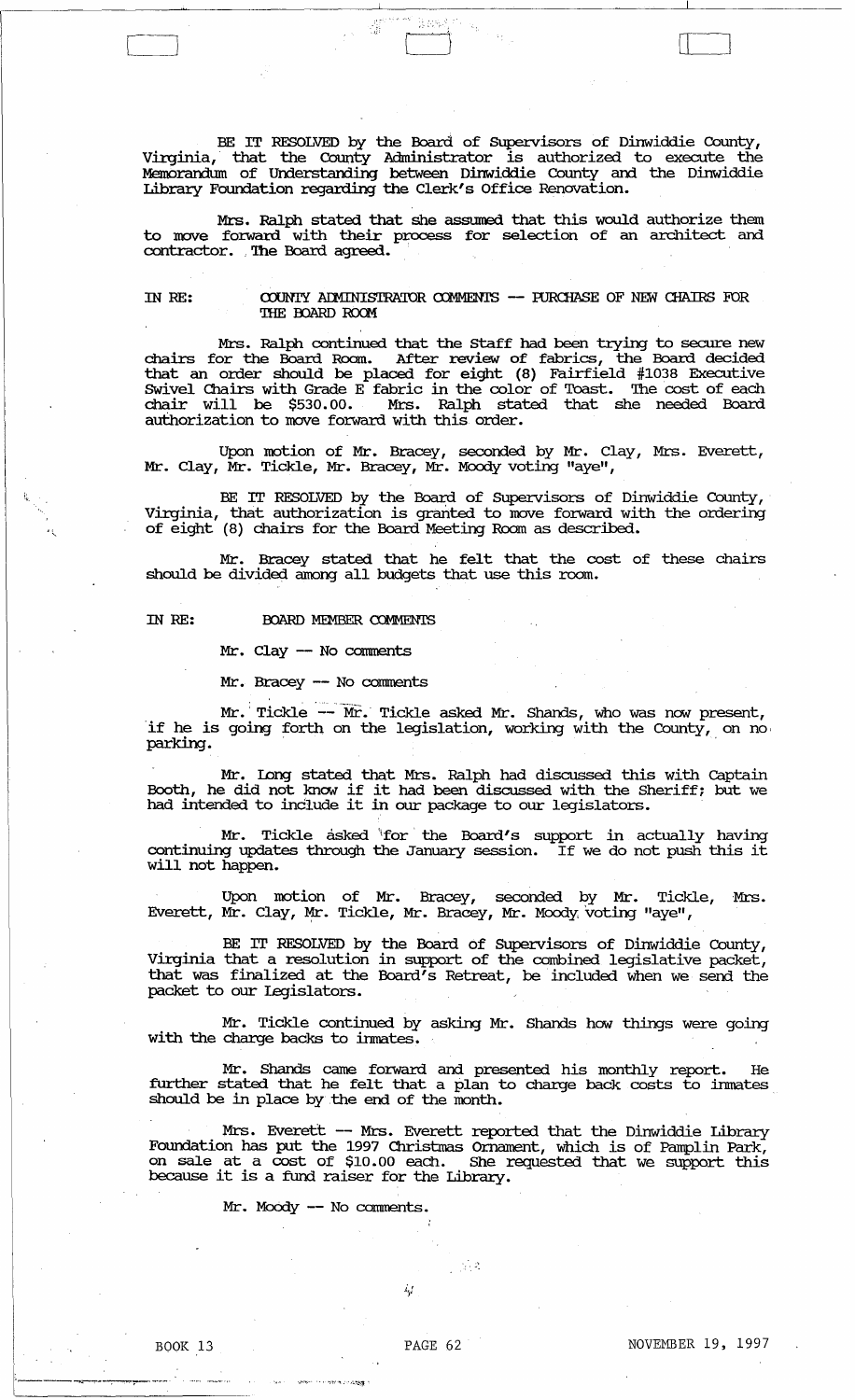BE IT RESOLVED by the Board of Supervisors of Dinwiddie County, Virginia, that the County Administrator is authorized to execute the Memorandum of Understanding between Dinwiddie County and the Dinwiddie Library Foundation regarding the Clerk's Office Renovation.

Mrs. Ralph stated that she assumed that this would authorize them to move forward with their process for selection of an architect and contractor. The Board agreed.

IN RE: COUNTY ADMINISTRATOR COMMENTS -- PURCHASE OF NEW CHAIRS FOR THE BOARD ROOM

Mrs. Ralph continued that the Staff had been trying to secure new chairs for the Board Room. After review of fabrics, the Board decided that an order should be placed for eight (8) Fairfield #1038 Executive Swivel Chairs with Grade E fabric in the color of Toast. The cost of each chair will be $530.00. Mrs. Ralph stated that she needed Board authorization to move forward with this order.

Upon motion of Mr. Bracey, seconded by Mr. Clay, Mrs. Everett, Mr. Clay, Mr. Tickle, Mr. Bracey, Mr. Moody voting "aye",

BE IT RESOLVED by the Board of Supervisors of Dinwiddie County, Virginia, that authorization is granted to move forward with the ordering of eight (8) chairs for the Board Meeting Room as described.

Mr. Bracey stated that he felt that the cost of these chairs should be divided among all budgets that use this room.

IN RE: BOARD MEMBER COMMENTS

Mr. Clay -- No comments

Mr. Bracey -- No comments

Mr. Tickle -- Mr. Tickle asked Mr. Shands, who was now present, if he is going forth on the legislation, working with the County, on no parking.

Mr. Long stated that Mrs. Ralph had discussed this with Captain Booth, he did not know if it had been discussed with the Sheriff; but we had intended to include it in our package to our legislators.

Mr. Tickle asked for the Board's support in actually having continuing updates through the January session. If we do not push this it will not happen.

Upon motion of Mr. Bracey, seconded by Mr. Tickle, Mrs. Everett, Mr. Clay, Mr. Tickle, Mr. Bracey, Mr. Moody voting "aye",

BE IT RESOLVED by the Board of Supervisors of Dinwiddie County, Virginia that a resolution in support of the combined legislative packet, that was finalized at the Board's Retreat, be included when we send the packet to our Legislators.

Mr. Tickle continued by asking Mr. Shands how things were going with the charge backs to inmates.

Mr. Shands came forward and presented his monthly report. He further stated that he felt that a plan to charge back costs to inmates should be in place by the end of the month.

Mrs. Everett -- Mrs. Everett reported that the Dinwiddie Library Foundation has put the 1997 Christmas Ornament, which is of Pamplin Park, on sale at a cost of $10.00 each. She requested that we support this because it is a fund raiser for the Library.

Mr. Moody -- No comments.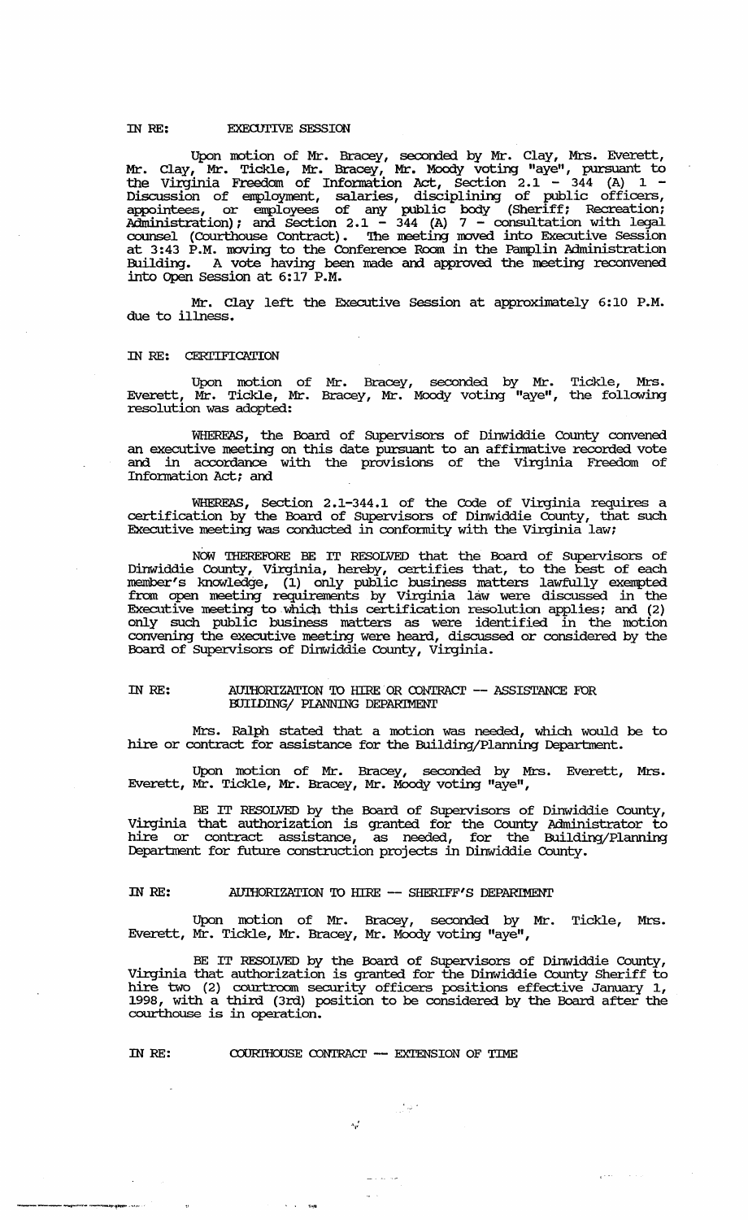IN RE: EXECUTIVE SESSION

Upon motion of Mr. Bracey, seconded by Mr. Clay, Mrs. Everett, Mr. Clay, Mr. Tickle, Mr. Bracey, Mr. Moody voting "aye", pursuant to the Virginia Freedom of Information Act, Section 2.1 - 344 (A) 1 - Discussion of employment, salaries, disciplining of public officers, appointees, or employees of any public body (Sheriff; Recreation; Administration); and Section 2.1 - 344 (A) 7 - consultation with legal counsel (Courthouse Contract). The meeting moved into Executive Session at 3:43 P.M. moving to the Conference Room in the Pamplin Administration Building. A vote having been made and approved the meeting reconvened into Open Session at 6:17 P.M.

Mr. Clay left the Executive Session at approximately 6:10 P.M. due to illness.

IN RE: CERTIFICATION

Upon motion of Mr. Bracey, seconded by Mr. Tickle, Mrs. Everett, Mr. Tickle, Mr. Bracey, Mr. Moody voting "aye", the following resolution was adopted:

WHEREAS, the Board of Supervisors of Dinwiddie County convened an executive meeting on this date pursuant to an affirmative recorded vote and in accordance with the provisions of the Virginia Freedom of Information Act; and

WHEREAS, Section 2.1-344.1 of the Code of Virginia requires a certification by the Board of Supervisors of Dinwiddie County, that such Executive meeting was conducted in conformity with the Virginia law;

NOW THEREFORE BE IT RESOLVED that the Board of Supervisors of Dinwiddie County, Virginia, hereby, certifies that, to the best of each member's knowledge, (1) only public business matters lawfully exempted from open meeting requirements by Virginia law were discussed in the Executive meeting to which this certification resolution applies; and (2) only such public business matters as were identified in the motion convening the executive meeting were heard, discussed or considered by the Board of Supervisors of Dinwiddie County, Virginia.

IN RE: AUTHORIZATION TO HIRE OR CONTRACT -- ASSISTANCE FOR BUILDING/ PLANNING DEPARTMENT

Mrs. Ralph stated that a motion was needed, which would be to hire or contract for assistance for the Building/Planning Department.

Upon motion of Mr. Bracey, seconded by Mrs. Everett, Mrs. Everett, Mr. Tickle, Mr. Bracey, Mr. Moody voting "aye",

BE IT RESOLVED by the Board of Supervisors of Dinwiddie County, Virginia that authorization is granted for the County Administrator to hire or contract assistance, as needed, for the Building/Planning Department for future construction projects in Dinwiddie County.

IN RE: AUTHORIZATION TO HIRE -- SHERIFF'S DEPARTMENT

Upon motion of Mr. Bracey, seconded by Mr. Tickle, Mrs. Everett, Mr. Tickle, Mr. Bracey, Mr. Moody voting "aye",

BE IT RESOLVED by the Board of Supervisors of Dinwiddie County, Virginia that authorization is granted for the Dinwiddie County Sheriff to hire two (2) courtroom security officers positions effective January 1, 1998, with a third (3rd) position to be considered by the Board after the courthouse is in operation.

IN RE: COURTHOUSE CONTRACT -- EXTENSION OF TIME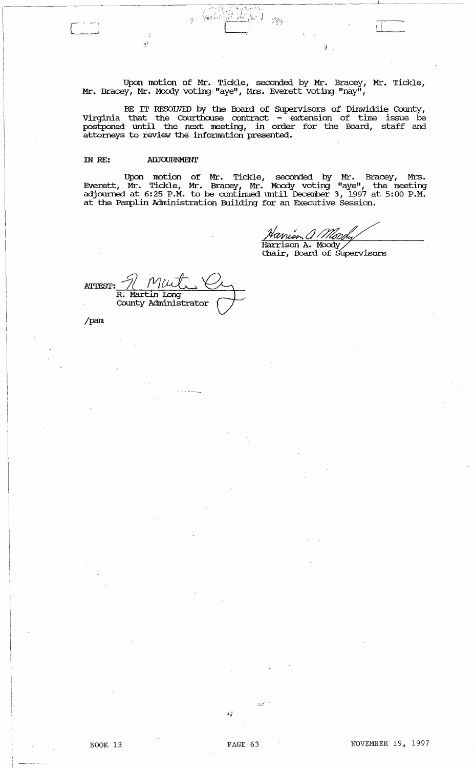Upon motion of Mr. Tickle, seconded by Mr. Bracey, Mr. Tickle, Mr. Bracey, Mr. Moody voting "aye", Mrs. Everett voting "nay",

BE IT RESOLVED by the Board of Supervisors of Dinwiddie County, Virginia that the Courthouse contract - extension of time issue be postponed until the next meeting, in order for the Board, staff and attorneys to review the information presented.

IN RE: ADJOURNMENT

Upon motion of Mr. Tickle, seconded by Mr. Bracey, Mrs. Everett, Mr. Tickle, Mr. Bracey, Mr. Moody voting "aye", the meeting adjourned at 6:25 P.M. to be continued until December 3, 1997 at 5:00 P.M. at the Pamplin Administration Building for an Executive Session.

Harrison A. Moody
Chair, Board of Supervisors

ATTEST: R. Martin Long
County Administrator

/pam

BOOK 13 PAGE 63 NOVEMBER 19, 1997